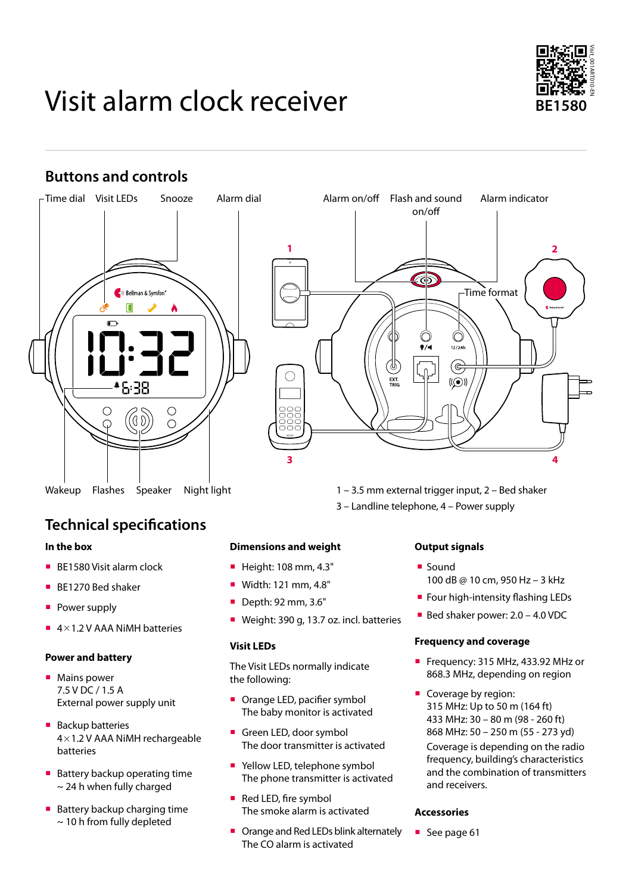# Visit alarm clock receiver

BE1580

## Buttons and controls

Time dial
Visit LEDs
Snooze
Alarm dial
Alarm on/off
Flash and sound on/off
Alarm indicator
Time format
Wakeup
Flashes
Speaker
Night light

1 – 3.5 mm external trigger input, 2 – Bed shaker
3 – Landline telephone, 4 – Power supply

## Technical specifications

### In the box

- BE1580 Visit alarm clock
- BE1270 Bed shaker
- Power supply
- 4 × 1.2 V AAA NiMH batteries

### Power and battery

- Mains power
  7.5 V DC / 1.5 A
  External power supply unit
- Backup batteries
  4 × 1.2 V AAA NiMH rechargeable batteries
- Battery backup operating time
  ~ 24 h when fully charged
- Battery backup charging time
  ~ 10 h from fully depleted

### Dimensions and weight

- Height: 108 mm, 4.3"
- Width: 121 mm, 4.8"
- Depth: 92 mm, 3.6"
- Weight: 390 g, 13.7 oz. incl. batteries

### Visit LEDs

The Visit LEDs normally indicate the following:

- Orange LED, pacifier symbol
  The baby monitor is activated
- Green LED, door symbol
  The door transmitter is activated
- Yellow LED, telephone symbol
  The phone transmitter is activated
- Red LED, fire symbol
  The smoke alarm is activated
- Orange and Red LEDs blink alternately
  The CO alarm is activated

### Output signals

- Sound
  100 dB @ 10 cm, 950 Hz – 3 kHz
- Four high-intensity flashing LEDs
- Bed shaker power: 2.0 – 4.0 VDC

### Frequency and coverage

- Frequency: 315 MHz, 433.92 MHz or 868.3 MHz, depending on region
- Coverage by region:
  315 MHz: Up to 50 m (164 ft)
  433 MHz: 30 – 80 m (98 - 260 ft)
  868 MHz: 50 – 250 m (55 - 273 yd)
  Coverage is depending on the radio frequency, building's characteristics and the combination of transmitters and receivers.

### Accessories

- See page 61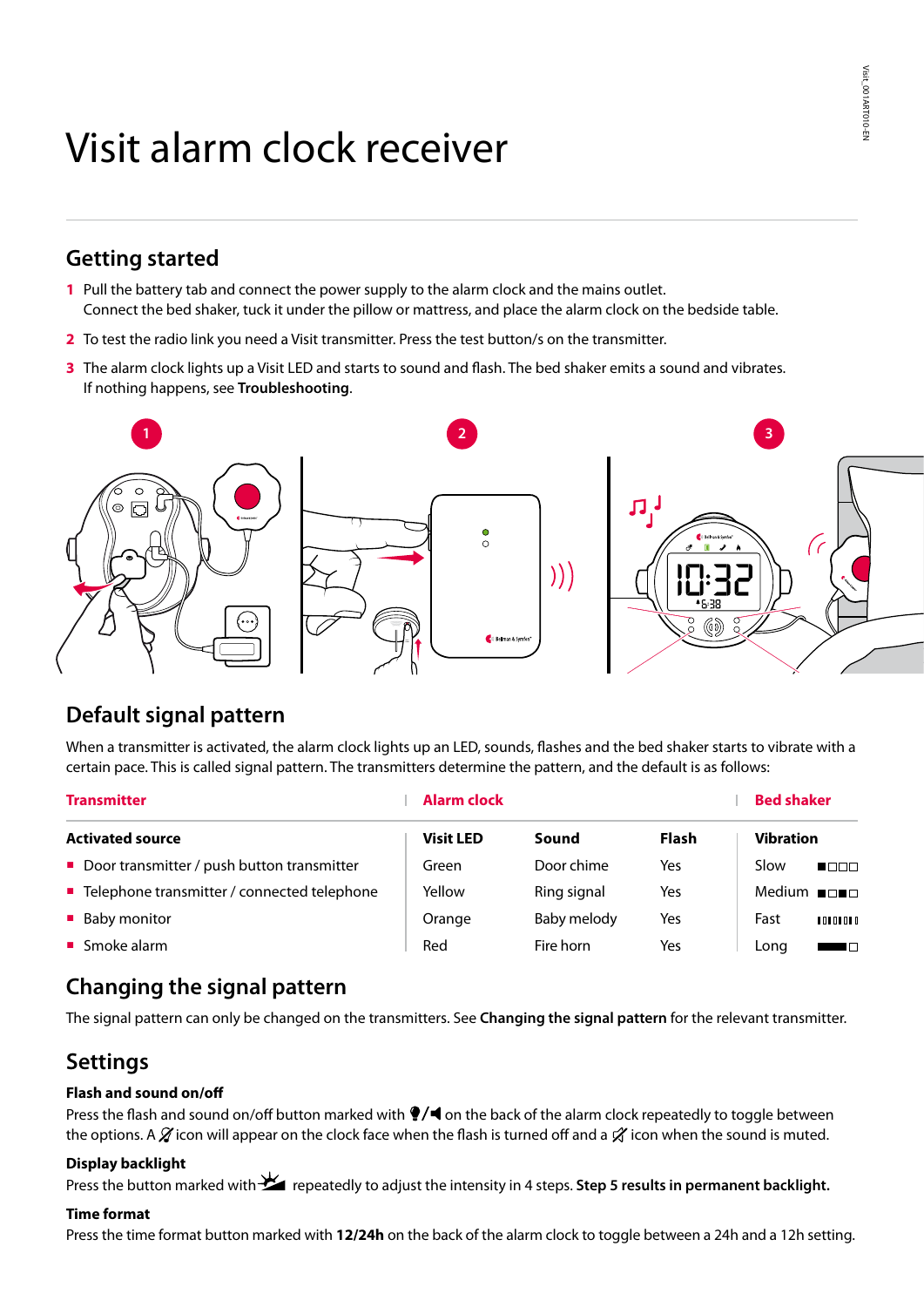# Visit alarm clock receiver

## Getting started

1. Pull the battery tab and connect the power supply to the alarm clock and the mains outlet.
   Connect the bed shaker, tuck it under the pillow or mattress, and place the alarm clock on the bedside table.
2. To test the radio link you need a Visit transmitter. Press the test button/s on the transmitter.
3. The alarm clock lights up a Visit LED and starts to sound and flash. The bed shaker emits a sound and vibrates.
   If nothing happens, see **Troubleshooting**.

1

2

3

## Default signal pattern

When a transmitter is activated, the alarm clock lights up an LED, sounds, flashes and the bed shaker starts to vibrate with a certain pace. This is called signal pattern. The transmitters determine the pattern, and the default is as follows:

| Transmitter | Alarm clock | | | Bed shaker |
|---|---|---|---|---|
| **Activated source** | **Visit LED** | **Sound** | **Flash** | **Vibration** |
| Door transmitter / push button transmitter | Green | Door chime | Yes | Slow |
| Telephone transmitter / connected telephone | Yellow | Ring signal | Yes | Medium |
| Baby monitor | Orange | Baby melody | Yes | Fast |
| Smoke alarm | Red | Fire horn | Yes | Long |

## Changing the signal pattern

The signal pattern can only be changed on the transmitters. See **Changing the signal pattern** for the relevant transmitter.

## Settings

### Flash and sound on/off

Press the flash and sound on/off button marked with 💡/🔈 on the back of the alarm clock repeatedly to toggle between the options. A icon will appear on the clock face when the flash is turned off and a icon when the sound is muted.

### Display backlight

Press the button marked with repeatedly to adjust the intensity in 4 steps. **Step 5 results in permanent backlight.**

### Time format

Press the time format button marked with **12/24h** on the back of the alarm clock to toggle between a 24h and a 12h setting.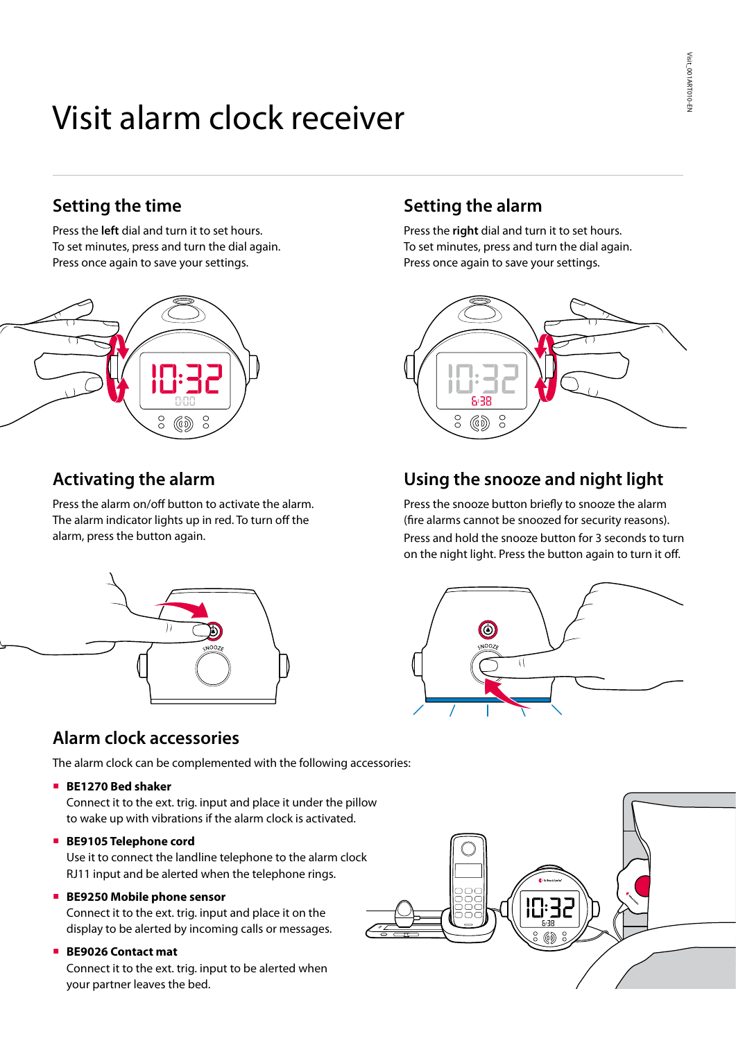# Visit alarm clock receiver

## Setting the time

Press the **left** dial and turn it to set hours.
To set minutes, press and turn the dial again.
Press once again to save your settings.

## Setting the alarm

Press the **right** dial and turn it to set hours.
To set minutes, press and turn the dial again.
Press once again to save your settings.

## Activating the alarm

Press the alarm on/off button to activate the alarm. The alarm indicator lights up in red. To turn off the alarm, press the button again.

## Using the snooze and night light

Press the snooze button briefly to snooze the alarm (fire alarms cannot be snoozed for security reasons).

Press and hold the snooze button for 3 seconds to turn on the night light. Press the button again to turn it off.

## Alarm clock accessories

The alarm clock can be complemented with the following accessories:

- **BE1270 Bed shaker**
  Connect it to the ext. trig. input and place it under the pillow to wake up with vibrations if the alarm clock is activated.
- **BE9105 Telephone cord**
  Use it to connect the landline telephone to the alarm clock RJ11 input and be alerted when the telephone rings.
- **BE9250 Mobile phone sensor**
  Connect it to the ext. trig. input and place it on the display to be alerted by incoming calls or messages.
- **BE9026 Contact mat**
  Connect it to the ext. trig. input to be alerted when your partner leaves the bed.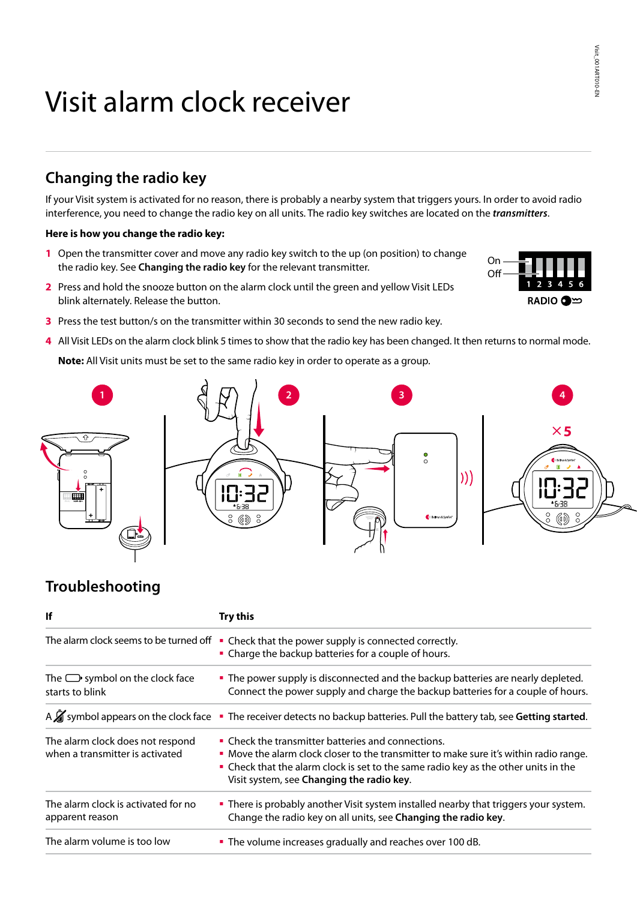# Visit alarm clock receiver

## Changing the radio key

If your Visit system is activated for no reason, there is probably a nearby system that triggers yours. In order to avoid radio interference, you need to change the radio key on all units. The radio key switches are located on the ***transmitters***.

**Here is how you change the radio key:**

1. Open the transmitter cover and move any radio key switch to the up (on position) to change the radio key. See **Changing the radio key** for the relevant transmitter.
2. Press and hold the snooze button on the alarm clock until the green and yellow Visit LEDs blink alternately. Release the button.
3. Press the test button/s on the transmitter within 30 seconds to send the new radio key.
4. All Visit LEDs on the alarm clock blink 5 times to show that the radio key has been changed. It then returns to normal mode.

**Note:** All Visit units must be set to the same radio key in order to operate as a group.

On
Off
1 2 3 4 5 6
RADIO

×5

## Troubleshooting

| If | Try this |
|---|---|
| The alarm clock seems to be turned off | ▪ Check that the power supply is connected correctly.<br>▪ Charge the backup batteries for a couple of hours. |
| The battery symbol on the clock face starts to blink | ▪ The power supply is disconnected and the backup batteries are nearly depleted. Connect the power supply and charge the backup batteries for a couple of hours. |
| A crossed-out battery symbol appears on the clock face | ▪ The receiver detects no backup batteries. Pull the battery tab, see **Getting started**. |
| The alarm clock does not respond when a transmitter is activated | ▪ Check the transmitter batteries and connections.<br>▪ Move the alarm clock closer to the transmitter to make sure it's within radio range.<br>▪ Check that the alarm clock is set to the same radio key as the other units in the Visit system, see **Changing the radio key**. |
| The alarm clock is activated for no apparent reason | ▪ There is probably another Visit system installed nearby that triggers your system. Change the radio key on all units, see **Changing the radio key**. |
| The alarm volume is too low | ▪ The volume increases gradually and reaches over 100 dB. |